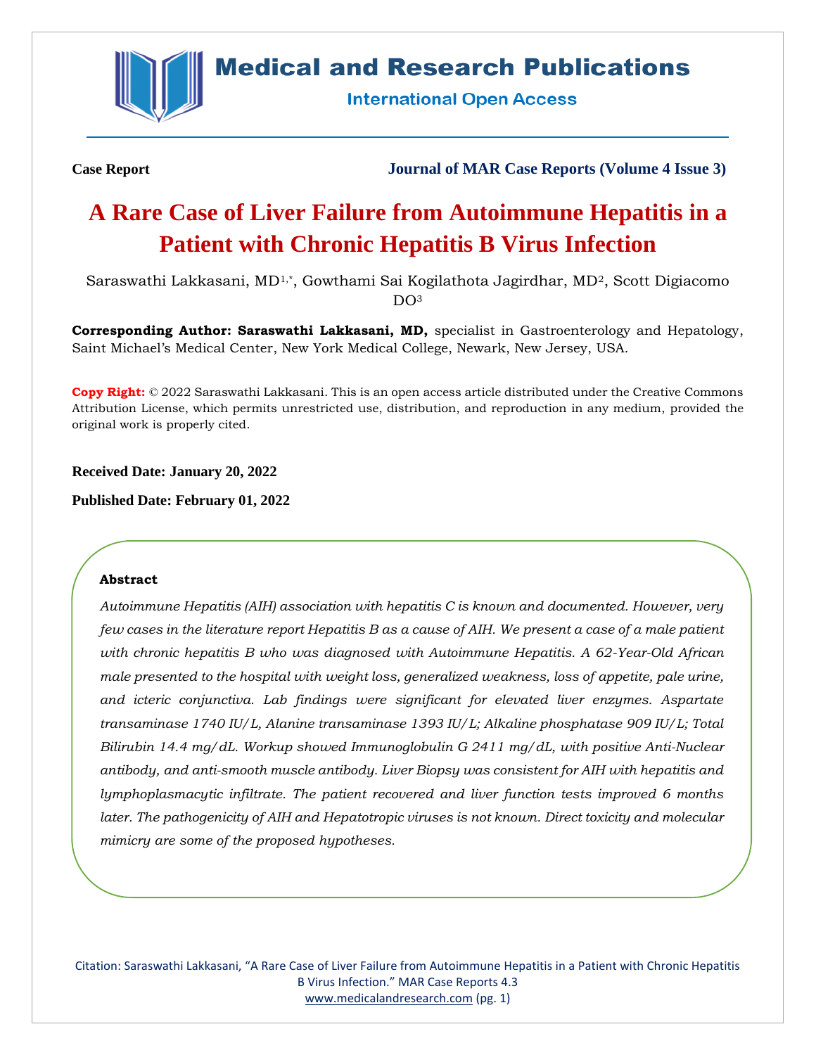Case Report

Journal of MAR Case Reports (Volume 4 Issue 3)

# A Rare Case of Liver Failure from Autoimmune Hepatitis in a Patient with Chronic Hepatitis B Virus Infection

Saraswathi Lakkasani, MD[1,*], Gowthami Sai Kogilathota Jagirdhar, MD[2], Scott Digiacomo DO[3]

**Corresponding Author: Saraswathi Lakkasani, MD,** specialist in Gastroenterology and Hepatology, Saint Michael's Medical Center, New York Medical College, Newark, New Jersey, USA.

**Copy Right:** © 2022 Saraswathi Lakkasani. This is an open access article distributed under the Creative Commons Attribution License, which permits unrestricted use, distribution, and reproduction in any medium, provided the original work is properly cited.

**Received Date: January 20, 2022**

**Published Date: February 01, 2022**

### Abstract

*Autoimmune Hepatitis (AIH) association with hepatitis C is known and documented. However, very few cases in the literature report Hepatitis B as a cause of AIH. We present a case of a male patient with chronic hepatitis B who was diagnosed with Autoimmune Hepatitis. A 62-Year-Old African male presented to the hospital with weight loss, generalized weakness, loss of appetite, pale urine, and icteric conjunctiva. Lab findings were significant for elevated liver enzymes. Aspartate transaminase 1740 IU/L, Alanine transaminase 1393 IU/L; Alkaline phosphatase 909 IU/L; Total Bilirubin 14.4 mg/dL. Workup showed Immunoglobulin G 2411 mg/dL, with positive Anti-Nuclear antibody, and anti-smooth muscle antibody. Liver Biopsy was consistent for AIH with hepatitis and lymphoplasmacytic infiltrate. The patient recovered and liver function tests improved 6 months later. The pathogenicity of AIH and Hepatotropic viruses is not known. Direct toxicity and molecular mimicry are some of the proposed hypotheses.*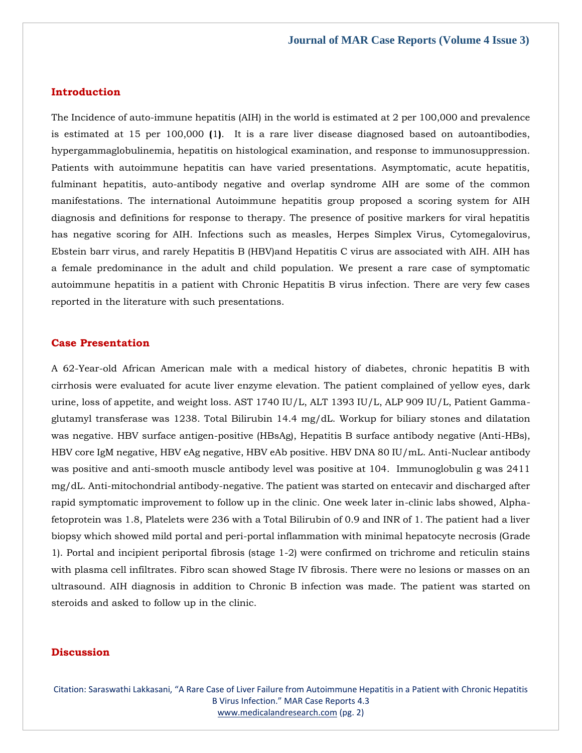## Introduction

The Incidence of auto-immune hepatitis (AIH) in the world is estimated at 2 per 100,000 and prevalence is estimated at 15 per 100,000 **(**1**)**. It is a rare liver disease diagnosed based on autoantibodies, hypergammaglobulinemia, hepatitis on histological examination, and response to immunosuppression. Patients with autoimmune hepatitis can have varied presentations. Asymptomatic, acute hepatitis, fulminant hepatitis, auto-antibody negative and overlap syndrome AIH are some of the common manifestations. The international Autoimmune hepatitis group proposed a scoring system for AIH diagnosis and definitions for response to therapy. The presence of positive markers for viral hepatitis has negative scoring for AIH. Infections such as measles, Herpes Simplex Virus, Cytomegalovirus, Ebstein barr virus, and rarely Hepatitis B (HBV)and Hepatitis C virus are associated with AIH. AIH has a female predominance in the adult and child population. We present a rare case of symptomatic autoimmune hepatitis in a patient with Chronic Hepatitis B virus infection. There are very few cases reported in the literature with such presentations.

## Case Presentation

A 62-Year-old African American male with a medical history of diabetes, chronic hepatitis B with cirrhosis were evaluated for acute liver enzyme elevation. The patient complained of yellow eyes, dark urine, loss of appetite, and weight loss. AST 1740 IU/L, ALT 1393 IU/L, ALP 909 IU/L, Patient Gamma-glutamyl transferase was 1238. Total Bilirubin 14.4 mg/dL. Workup for biliary stones and dilatation was negative. HBV surface antigen-positive (HBsAg), Hepatitis B surface antibody negative (Anti-HBs), HBV core IgM negative, HBV eAg negative, HBV eAb positive. HBV DNA 80 IU/mL. Anti-Nuclear antibody was positive and anti-smooth muscle antibody level was positive at 104. Immunoglobulin g was 2411 mg/dL. Anti-mitochondrial antibody-negative. The patient was started on entecavir and discharged after rapid symptomatic improvement to follow up in the clinic. One week later in-clinic labs showed, Alpha-fetoprotein was 1.8, Platelets were 236 with a Total Bilirubin of 0.9 and INR of 1. The patient had a liver biopsy which showed mild portal and peri-portal inflammation with minimal hepatocyte necrosis (Grade 1). Portal and incipient periportal fibrosis (stage 1-2) were confirmed on trichrome and reticulin stains with plasma cell infiltrates. Fibro scan showed Stage IV fibrosis. There were no lesions or masses on an ultrasound. AIH diagnosis in addition to Chronic B infection was made. The patient was started on steroids and asked to follow up in the clinic.

## Discussion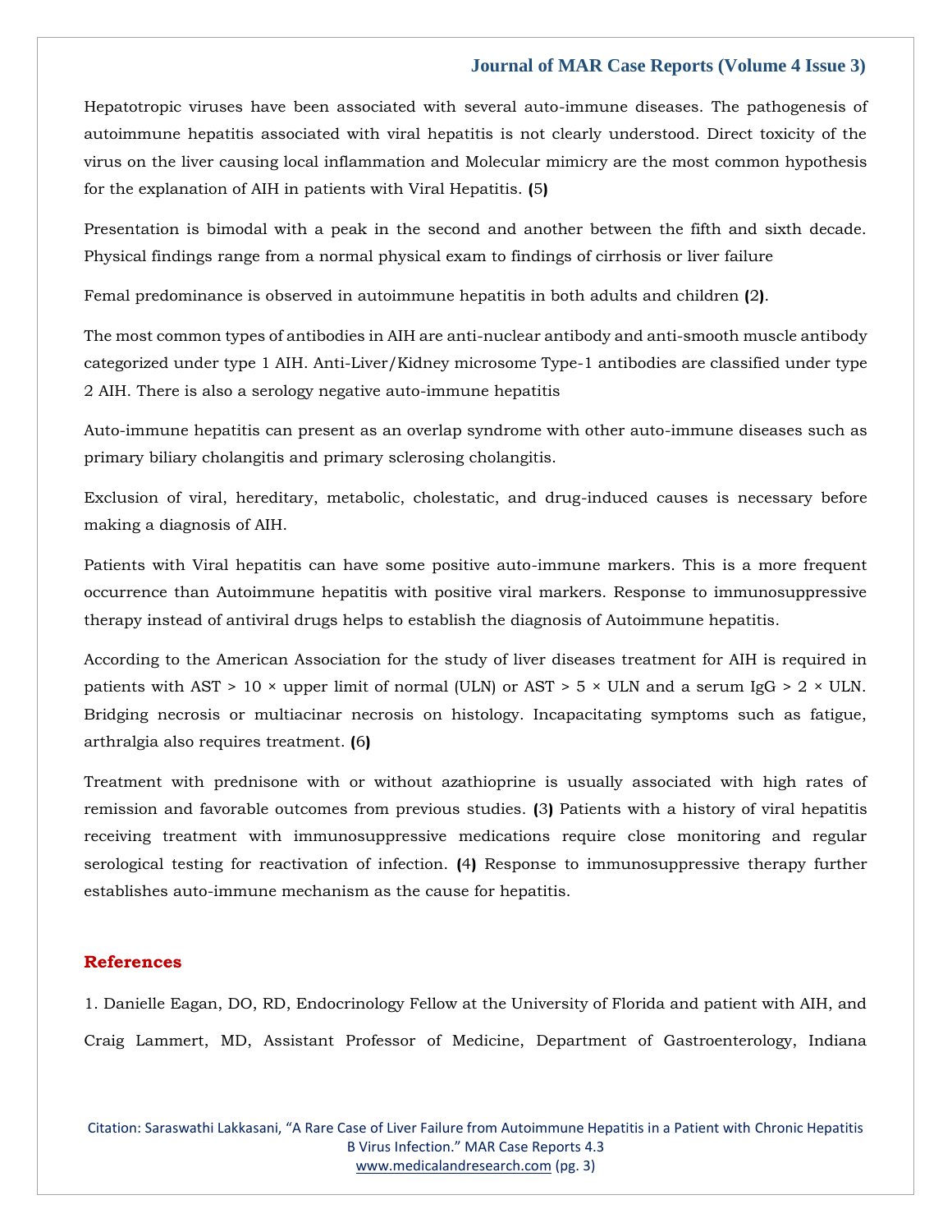Hepatotropic viruses have been associated with several auto-immune diseases. The pathogenesis of autoimmune hepatitis associated with viral hepatitis is not clearly understood. Direct toxicity of the virus on the liver causing local inflammation and Molecular mimicry are the most common hypothesis for the explanation of AIH in patients with Viral Hepatitis. **(**5**)**

Presentation is bimodal with a peak in the second and another between the fifth and sixth decade. Physical findings range from a normal physical exam to findings of cirrhosis or liver failure

Femal predominance is observed in autoimmune hepatitis in both adults and children **(**2**)**.

The most common types of antibodies in AIH are anti-nuclear antibody and anti-smooth muscle antibody categorized under type 1 AIH. Anti-Liver/Kidney microsome Type-1 antibodies are classified under type 2 AIH. There is also a serology negative auto-immune hepatitis

Auto-immune hepatitis can present as an overlap syndrome with other auto-immune diseases such as primary biliary cholangitis and primary sclerosing cholangitis.

Exclusion of viral, hereditary, metabolic, cholestatic, and drug-induced causes is necessary before making a diagnosis of AIH.

Patients with Viral hepatitis can have some positive auto-immune markers. This is a more frequent occurrence than Autoimmune hepatitis with positive viral markers. Response to immunosuppressive therapy instead of antiviral drugs helps to establish the diagnosis of Autoimmune hepatitis.

According to the American Association for the study of liver diseases treatment for AIH is required in patients with AST > 10 × upper limit of normal (ULN) or AST > 5 × ULN and a serum IgG > 2 × ULN. Bridging necrosis or multiacinar necrosis on histology. Incapacitating symptoms such as fatigue, arthralgia also requires treatment. **(**6**)**

Treatment with prednisone with or without azathioprine is usually associated with high rates of remission and favorable outcomes from previous studies. **(**3**)** Patients with a history of viral hepatitis receiving treatment with immunosuppressive medications require close monitoring and regular serological testing for reactivation of infection. **(**4**)** Response to immunosuppressive therapy further establishes auto-immune mechanism as the cause for hepatitis.

## References

1. Danielle Eagan, DO, RD, Endocrinology Fellow at the University of Florida and patient with AIH, and Craig Lammert, MD, Assistant Professor of Medicine, Department of Gastroenterology, Indiana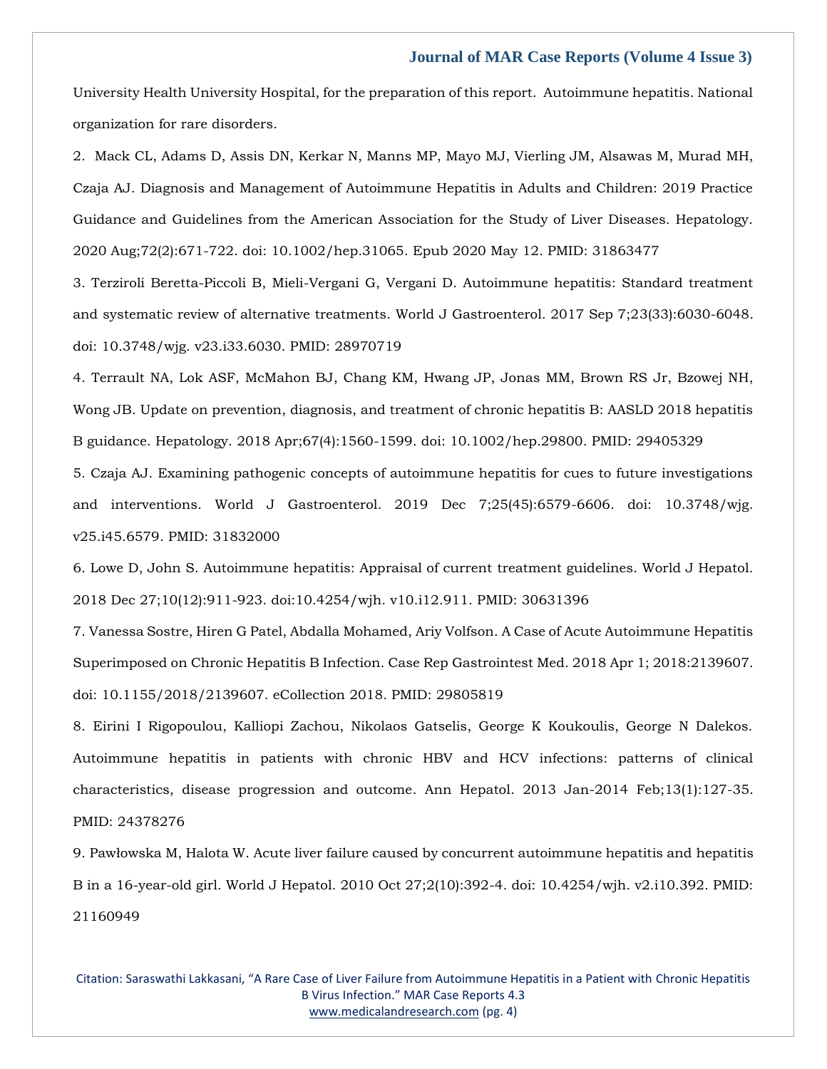University Health University Hospital, for the preparation of this report.  Autoimmune hepatitis. National organization for rare disorders.

2. Mack CL, Adams D, Assis DN, Kerkar N, Manns MP, Mayo MJ, Vierling JM, Alsawas M, Murad MH, Czaja AJ. Diagnosis and Management of Autoimmune Hepatitis in Adults and Children: 2019 Practice Guidance and Guidelines from the American Association for the Study of Liver Diseases. Hepatology. 2020 Aug;72(2):671-722. doi: 10.1002/hep.31065. Epub 2020 May 12. PMID: 31863477

3. Terziroli Beretta-Piccoli B, Mieli-Vergani G, Vergani D. Autoimmune hepatitis: Standard treatment and systematic review of alternative treatments. World J Gastroenterol. 2017 Sep 7;23(33):6030-6048. doi: 10.3748/wjg. v23.i33.6030. PMID: 28970719

4. Terrault NA, Lok ASF, McMahon BJ, Chang KM, Hwang JP, Jonas MM, Brown RS Jr, Bzowej NH, Wong JB. Update on prevention, diagnosis, and treatment of chronic hepatitis B: AASLD 2018 hepatitis B guidance. Hepatology. 2018 Apr;67(4):1560-1599. doi: 10.1002/hep.29800. PMID: 29405329

5. Czaja AJ. Examining pathogenic concepts of autoimmune hepatitis for cues to future investigations and interventions. World J Gastroenterol. 2019 Dec 7;25(45):6579-6606. doi: 10.3748/wjg. v25.i45.6579. PMID: 31832000

6. Lowe D, John S. Autoimmune hepatitis: Appraisal of current treatment guidelines. World J Hepatol. 2018 Dec 27;10(12):911-923. doi:10.4254/wjh. v10.i12.911. PMID: 30631396

7. Vanessa Sostre, Hiren G Patel, Abdalla Mohamed, Ariy Volfson. A Case of Acute Autoimmune Hepatitis Superimposed on Chronic Hepatitis B Infection. Case Rep Gastrointest Med. 2018 Apr 1; 2018:2139607. doi: 10.1155/2018/2139607. eCollection 2018. PMID: 29805819

8. Eirini I Rigopoulou, Kalliopi Zachou, Nikolaos Gatselis, George K Koukoulis, George N Dalekos. Autoimmune hepatitis in patients with chronic HBV and HCV infections: patterns of clinical characteristics, disease progression and outcome. Ann Hepatol. 2013 Jan-2014 Feb;13(1):127-35. PMID: 24378276

9. Pawłowska M, Halota W. Acute liver failure caused by concurrent autoimmune hepatitis and hepatitis B in a 16-year-old girl. World J Hepatol. 2010 Oct 27;2(10):392-4. doi: 10.4254/wjh. v2.i10.392. PMID: 21160949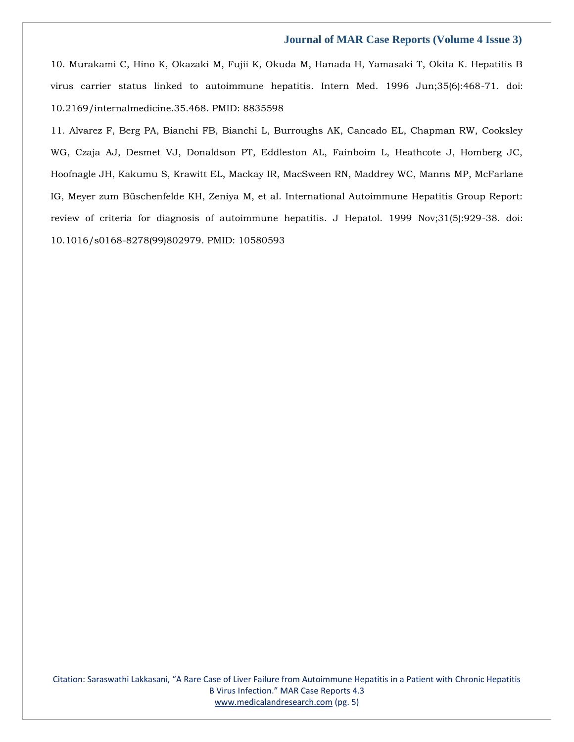10. Murakami C, Hino K, Okazaki M, Fujii K, Okuda M, Hanada H, Yamasaki T, Okita K. Hepatitis B virus carrier status linked to autoimmune hepatitis. Intern Med. 1996 Jun;35(6):468-71. doi: 10.2169/internalmedicine.35.468. PMID: 8835598

11. Alvarez F, Berg PA, Bianchi FB, Bianchi L, Burroughs AK, Cancado EL, Chapman RW, Cooksley WG, Czaja AJ, Desmet VJ, Donaldson PT, Eddleston AL, Fainboim L, Heathcote J, Homberg JC, Hoofnagle JH, Kakumu S, Krawitt EL, Mackay IR, MacSween RN, Maddrey WC, Manns MP, McFarlane IG, Meyer zum Büschenfelde KH, Zeniya M, et al. International Autoimmune Hepatitis Group Report: review of criteria for diagnosis of autoimmune hepatitis. J Hepatol. 1999 Nov;31(5):929-38. doi: 10.1016/s0168-8278(99)802979. PMID: 10580593